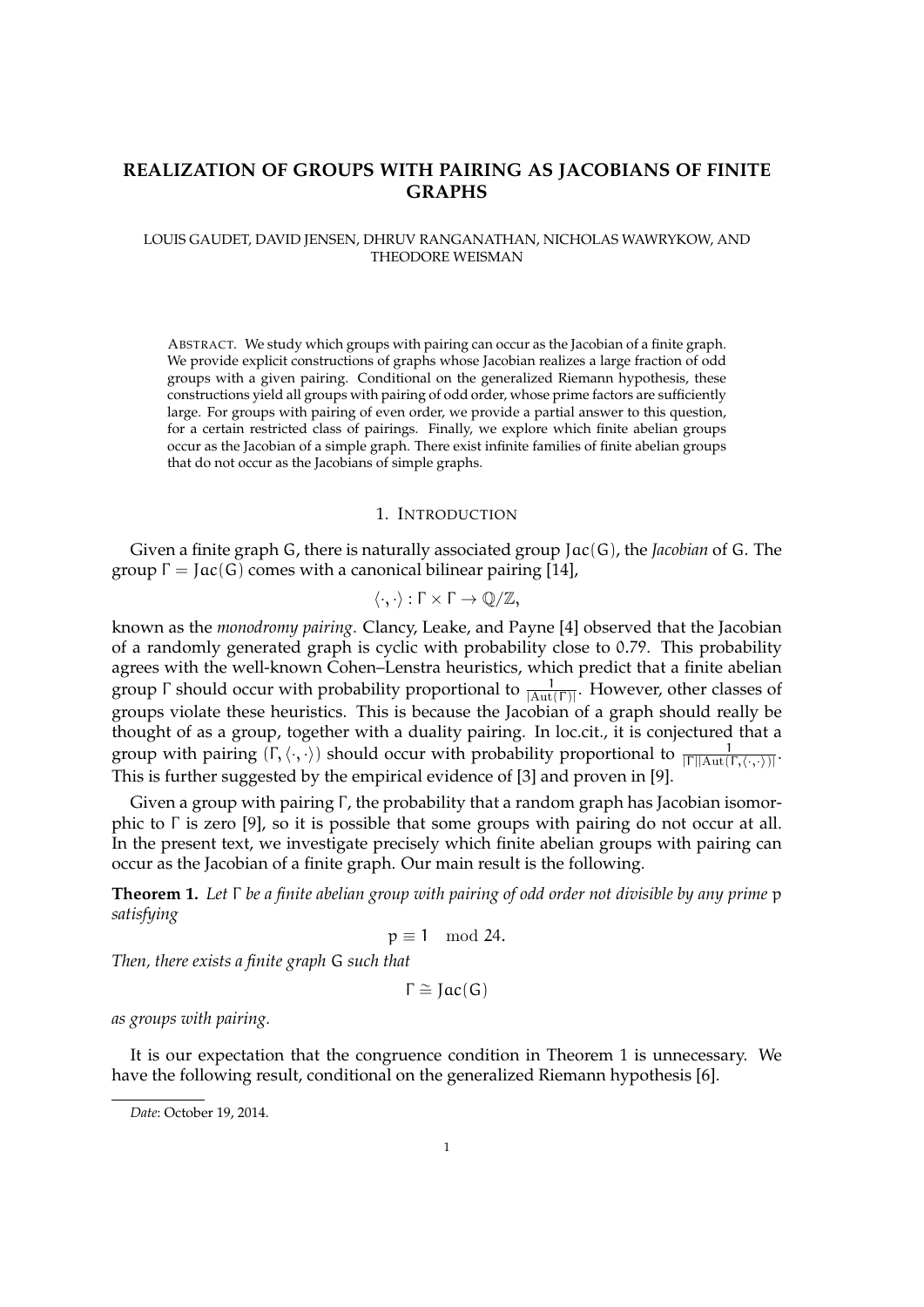# REALIZATION OF GROUPS WITH PAIRING AS JACOBIANS OF FINITE GRAPHS

LOUIS GAUDET, DAVID JENSEN, DHRUV RANGANATHAN, NICHOLAS WAWRYKOW, AND THEODORE WEISMAN

ABSTRACT. We study which groups with pairing can occur as the Jacobian of a finite graph. We provide explicit constructions of graphs whose Jacobian realizes a large fraction of odd groups with a given pairing. Conditional on the generalized Riemann hypothesis, these constructions yield all groups with pairing of odd order, whose prime factors are sufficiently large. For groups with pairing of even order, we provide a partial answer to this question, for a certain restricted class of pairings. Finally, we explore which finite abelian groups occur as the Jacobian of a simple graph. There exist infinite families of finite abelian groups that do not occur as the Jacobians of simple graphs.

## 1. INTRODUCTION

Given a finite graph $G$, there is naturally associated group $\mathrm{Jac}(G)$, the *Jacobian* of $G$. The group $\Gamma = \mathrm{Jac}(G)$ comes with a canonical bilinear pairing [14],

$$\langle \cdot, \cdot \rangle : \Gamma \times \Gamma \to \mathbb{Q}/\mathbb{Z},$$

known as the *monodromy pairing*. Clancy, Leake, and Payne [4] observed that the Jacobian of a randomly generated graph is cyclic with probability close to 0.79. This probability agrees with the well-known Cohen–Lenstra heuristics, which predict that a finite abelian group $\Gamma$ should occur with probability proportional to $\frac{1}{|\mathrm{Aut}(\Gamma)|}$. However, other classes of groups violate these heuristics. This is because the Jacobian of a graph should really be thought of as a group, together with a duality pairing. In loc.cit., it is conjectured that a group with pairing $(\Gamma, \langle \cdot, \cdot \rangle)$ should occur with probability proportional to $\frac{1}{|\Gamma||\mathrm{Aut}(\Gamma, \langle \cdot, \cdot \rangle)|}$. This is further suggested by the empirical evidence of [3] and proven in [9].

Given a group with pairing $\Gamma$, the probability that a random graph has Jacobian isomorphic to $\Gamma$ is zero [9], so it is possible that some groups with pairing do not occur at all. In the present text, we investigate precisely which finite abelian groups with pairing can occur as the Jacobian of a finite graph. Our main result is the following.

**Theorem 1.** *Let $\Gamma$ be a finite abelian group with pairing of odd order not divisible by any prime $p$ satisfying*

$$p \equiv 1 \mod 24.$$

*Then, there exists a finite graph $G$ such that*

$$\Gamma \cong \mathrm{Jac}(G)$$

*as groups with pairing.*

It is our expectation that the congruence condition in Theorem 1 is unnecessary. We have the following result, conditional on the generalized Riemann hypothesis [6].

*Date*: October 19, 2014.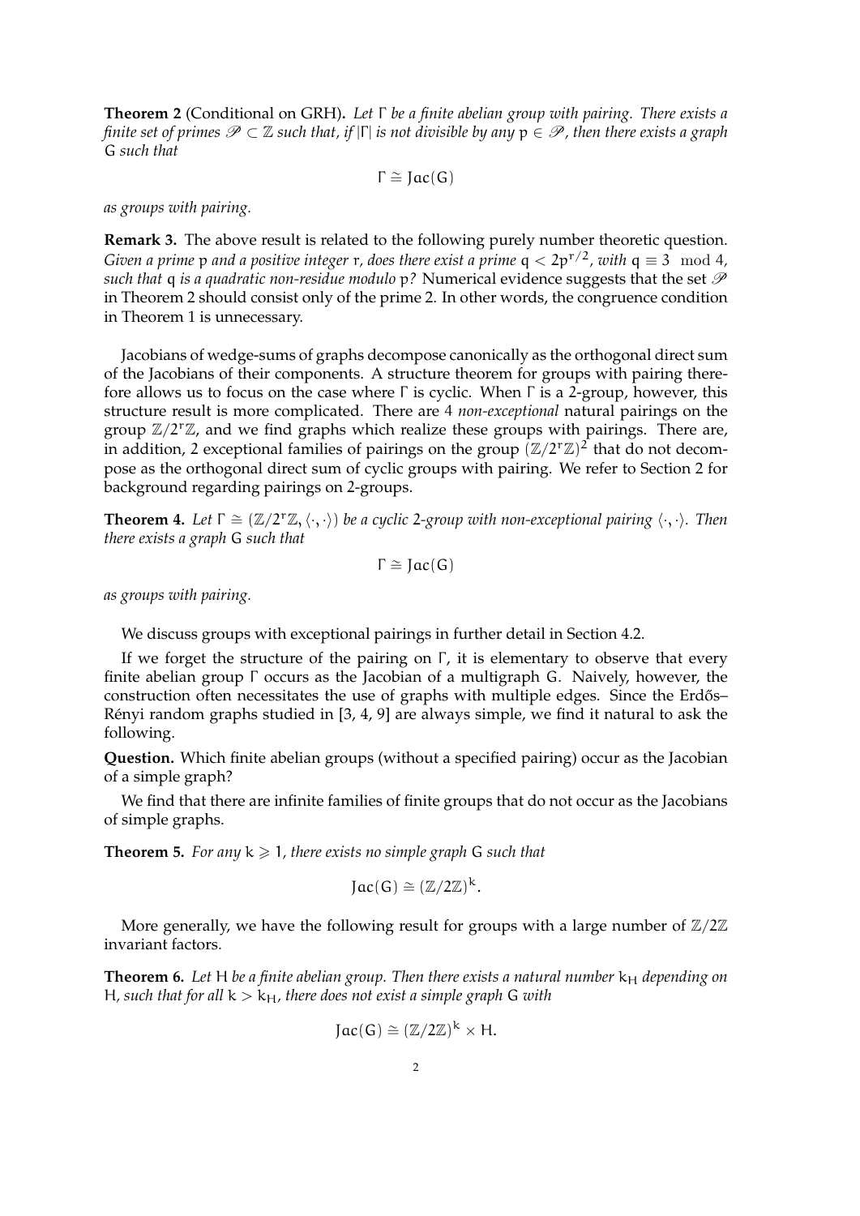**Theorem 2** (Conditional on GRH)**.** *Let $\Gamma$ be a finite abelian group with pairing. There exists a finite set of primes $\mathscr{P} \subset \mathbb{Z}$ such that, if $|\Gamma|$ is not divisible by any $p \in \mathscr{P}$, then there exists a graph $G$ such that*

$$\Gamma \cong \mathrm{Jac}(G)$$

*as groups with pairing.*

**Remark 3.** The above result is related to the following purely number theoretic question. *Given a prime $p$ and a positive integer $r$, does there exist a prime $q < 2p^{r/2}$, with $q \equiv 3 \mod 4$, such that $q$ is a quadratic non-residue modulo $p$?* Numerical evidence suggests that the set $\mathscr{P}$ in Theorem 2 should consist only of the prime 2. In other words, the congruence condition in Theorem 1 is unnecessary.

Jacobians of wedge-sums of graphs decompose canonically as the orthogonal direct sum of the Jacobians of their components. A structure theorem for groups with pairing therefore allows us to focus on the case where $\Gamma$ is cyclic. When $\Gamma$ is a 2-group, however, this structure result is more complicated. There are 4 *non-exceptional* natural pairings on the group $\mathbb{Z}/2^r\mathbb{Z}$, and we find graphs which realize these groups with pairings. There are, in addition, 2 exceptional families of pairings on the group $(\mathbb{Z}/2^r\mathbb{Z})^2$ that do not decompose as the orthogonal direct sum of cyclic groups with pairing. We refer to Section 2 for background regarding pairings on 2-groups.

**Theorem 4.** *Let $\Gamma \cong (\mathbb{Z}/2^r\mathbb{Z}, \langle\cdot,\cdot\rangle)$ be a cyclic 2-group with non-exceptional pairing $\langle\cdot,\cdot\rangle$. Then there exists a graph $G$ such that*

$$\Gamma \cong \mathrm{Jac}(G)$$

*as groups with pairing.*

We discuss groups with exceptional pairings in further detail in Section 4.2.

If we forget the structure of the pairing on $\Gamma$, it is elementary to observe that every finite abelian group $\Gamma$ occurs as the Jacobian of a multigraph $G$. Naively, however, the construction often necessitates the use of graphs with multiple edges. Since the Erdős–Rényi random graphs studied in [3, 4, 9] are always simple, we find it natural to ask the following.

**Question.** Which finite abelian groups (without a specified pairing) occur as the Jacobian of a simple graph?

We find that there are infinite families of finite groups that do not occur as the Jacobians of simple graphs.

**Theorem 5.** *For any $k \geqslant 1$, there exists no simple graph $G$ such that*

$$\mathrm{Jac}(G) \cong (\mathbb{Z}/2\mathbb{Z})^k.$$

More generally, we have the following result for groups with a large number of $\mathbb{Z}/2\mathbb{Z}$ invariant factors.

**Theorem 6.** *Let $H$ be a finite abelian group. Then there exists a natural number $k_H$ depending on $H$, such that for all $k > k_H$, there does not exist a simple graph $G$ with*

$$\mathrm{Jac}(G) \cong (\mathbb{Z}/2\mathbb{Z})^k \times H.$$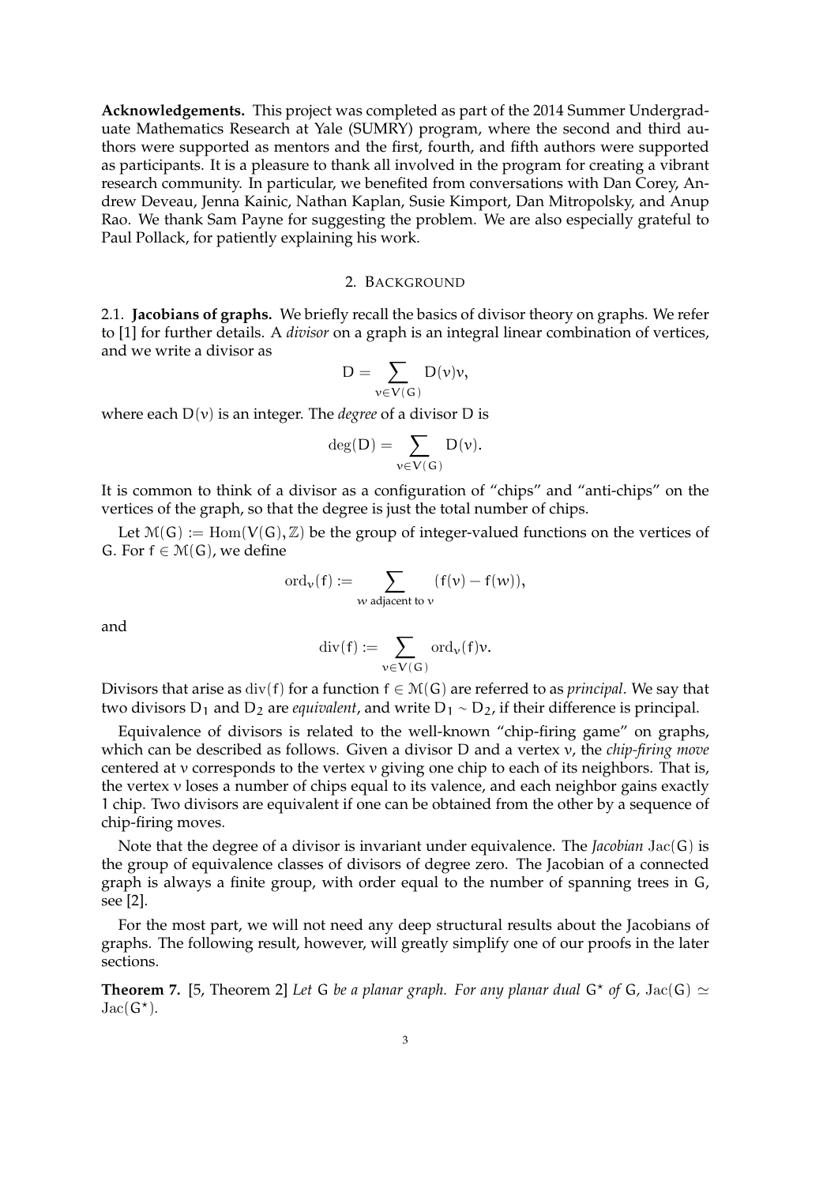**Acknowledgements.** This project was completed as part of the 2014 Summer Undergraduate Mathematics Research at Yale (SUMRY) program, where the second and third authors were supported as mentors and the first, fourth, and fifth authors were supported as participants. It is a pleasure to thank all involved in the program for creating a vibrant research community. In particular, we benefited from conversations with Dan Corey, Andrew Deveau, Jenna Kainic, Nathan Kaplan, Susie Kimport, Dan Mitropolsky, and Anup Rao. We thank Sam Payne for suggesting the problem. We are also especially grateful to Paul Pollack, for patiently explaining his work.

## 2. Background

### 2.1. Jacobians of graphs.

We briefly recall the basics of divisor theory on graphs. We refer to [1] for further details. A *divisor* on a graph is an integral linear combination of vertices, and we write a divisor as

$$D = \sum_{v \in V(G)} D(v)v,$$

where each $D(v)$ is an integer. The *degree* of a divisor $D$ is

$$\deg(D) = \sum_{v \in V(G)} D(v).$$

It is common to think of a divisor as a configuration of "chips" and "anti-chips" on the vertices of the graph, so that the degree is just the total number of chips.

Let $\mathcal{M}(G) := \mathrm{Hom}(V(G), \mathbb{Z})$ be the group of integer-valued functions on the vertices of $G$. For $f \in \mathcal{M}(G)$, we define

$$\mathrm{ord}_v(f) := \sum_{w \text{ adjacent to } v} (f(v) - f(w)),$$

and

$$\mathrm{div}(f) := \sum_{v \in V(G)} \mathrm{ord}_v(f)v.$$

Divisors that arise as $\mathrm{div}(f)$ for a function $f \in \mathcal{M}(G)$ are referred to as *principal*. We say that two divisors $D_1$ and $D_2$ are *equivalent*, and write $D_1 \sim D_2$, if their difference is principal.

Equivalence of divisors is related to the well-known "chip-firing game" on graphs, which can be described as follows. Given a divisor $D$ and a vertex $v$, the *chip-firing move* centered at $v$ corresponds to the vertex $v$ giving one chip to each of its neighbors. That is, the vertex $v$ loses a number of chips equal to its valence, and each neighbor gains exactly 1 chip. Two divisors are equivalent if one can be obtained from the other by a sequence of chip-firing moves.

Note that the degree of a divisor is invariant under equivalence. The *Jacobian* $\mathrm{Jac}(G)$ is the group of equivalence classes of divisors of degree zero. The Jacobian of a connected graph is always a finite group, with order equal to the number of spanning trees in $G$, see [2].

For the most part, we will not need any deep structural results about the Jacobians of graphs. The following result, however, will greatly simplify one of our proofs in the later sections.

**Theorem 7.** [5, Theorem 2] *Let $G$ be a planar graph. For any planar dual $G^\star$ of $G$, $\mathrm{Jac}(G) \simeq \mathrm{Jac}(G^\star)$.*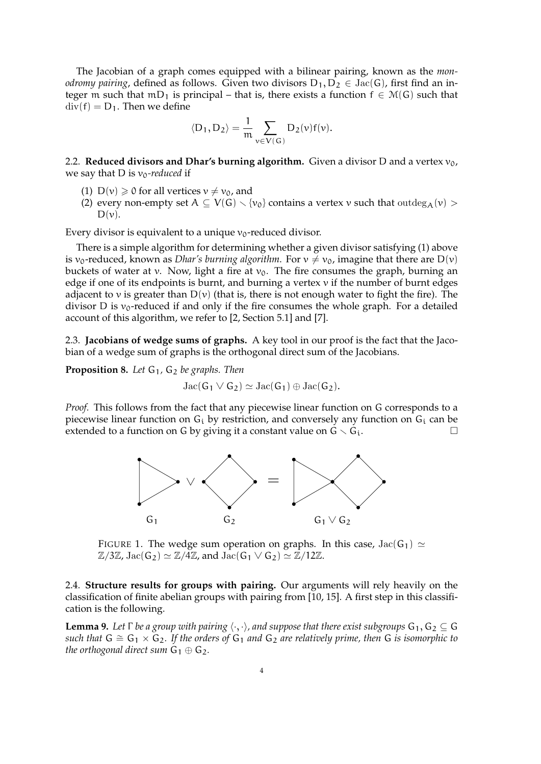The Jacobian of a graph comes equipped with a bilinear pairing, known as the *monodromy pairing*, defined as follows. Given two divisors $D_1, D_2 \in \mathrm{Jac}(G)$, first find an integer $m$ such that $mD_1$ is principal – that is, there exists a function $f \in \mathcal{M}(G)$ such that $\mathrm{div}(f) = D_1$. Then we define

$$\langle D_1, D_2 \rangle = \frac{1}{m} \sum_{v \in V(G)} D_2(v) f(v).$$

2.2. **Reduced divisors and Dhar's burning algorithm.** Given a divisor $D$ and a vertex $v_0$, we say that $D$ is $v_0$*-reduced* if

(1) $D(v) \geqslant 0$ for all vertices $v \neq v_0$, and
(2) every non-empty set $A \subseteq V(G) \smallsetminus \{v_0\}$ contains a vertex $v$ such that $\mathrm{outdeg}_A(v) > D(v)$.

Every divisor is equivalent to a unique $v_0$-reduced divisor.

There is a simple algorithm for determining whether a given divisor satisfying (1) above is $v_0$-reduced, known as *Dhar's burning algorithm*. For $v \neq v_0$, imagine that there are $D(v)$ buckets of water at $v$. Now, light a fire at $v_0$. The fire consumes the graph, burning an edge if one of its endpoints is burnt, and burning a vertex $v$ if the number of burnt edges adjacent to $v$ is greater than $D(v)$ (that is, there is not enough water to fight the fire). The divisor $D$ is $v_0$-reduced if and only if the fire consumes the whole graph. For a detailed account of this algorithm, we refer to [2, Section 5.1] and [7].

2.3. **Jacobians of wedge sums of graphs.** A key tool in our proof is the fact that the Jacobian of a wedge sum of graphs is the orthogonal direct sum of the Jacobians.

**Proposition 8.** *Let $G_1$, $G_2$ be graphs. Then*

$$\mathrm{Jac}(G_1 \vee G_2) \simeq \mathrm{Jac}(G_1) \oplus \mathrm{Jac}(G_2).$$

*Proof.* This follows from the fact that any piecewise linear function on $G$ corresponds to a piecewise linear function on $G_i$ by restriction, and conversely any function on $G_i$ can be extended to a function on $G$ by giving it a constant value on $G \smallsetminus G_i$. □

FIGURE 1. The wedge sum operation on graphs. In this case, $\mathrm{Jac}(G_1) \simeq \mathbb{Z}/3\mathbb{Z}$, $\mathrm{Jac}(G_2) \simeq \mathbb{Z}/4\mathbb{Z}$, and $\mathrm{Jac}(G_1 \vee G_2) \simeq \mathbb{Z}/12\mathbb{Z}$.

2.4. **Structure results for groups with pairing.** Our arguments will rely heavily on the classification of finite abelian groups with pairing from [10, 15]. A first step in this classification is the following.

**Lemma 9.** *Let $\Gamma$ be a group with pairing $\langle \cdot, \cdot \rangle$, and suppose that there exist subgroups $G_1, G_2 \subseteq G$ such that $G \cong G_1 \times G_2$. If the orders of $G_1$ and $G_2$ are relatively prime, then $G$ is isomorphic to the orthogonal direct sum $G_1 \oplus G_2$.*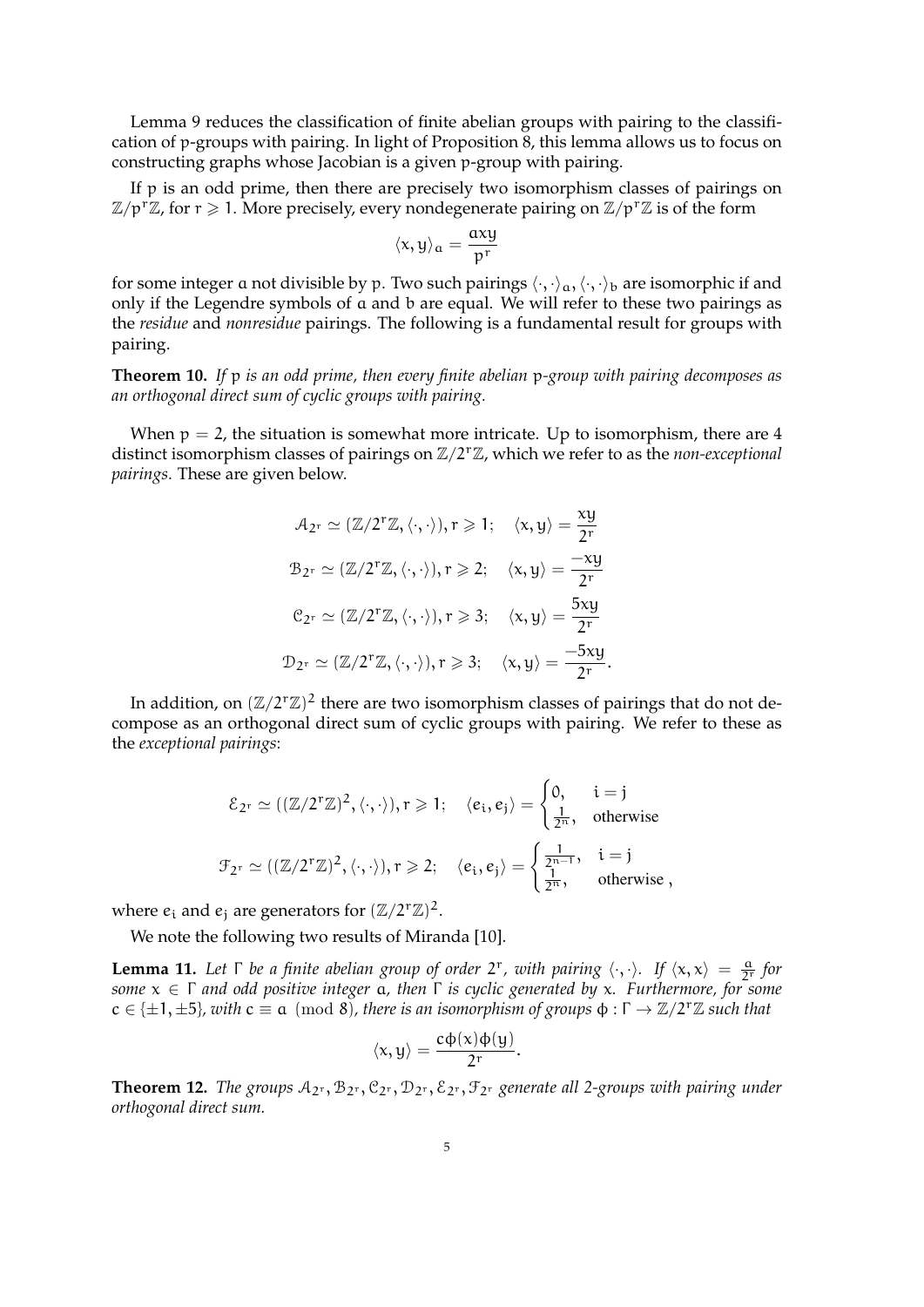Lemma 9 reduces the classification of finite abelian groups with pairing to the classification of p-groups with pairing. In light of Proposition 8, this lemma allows us to focus on constructing graphs whose Jacobian is a given p-group with pairing.

If p is an odd prime, then there are precisely two isomorphism classes of pairings on $\mathbb{Z}/p^r\mathbb{Z}$, for $r \geqslant 1$. More precisely, every nondegenerate pairing on $\mathbb{Z}/p^r\mathbb{Z}$ is of the form

$$\langle x, y \rangle_a = \frac{axy}{p^r}$$

for some integer $a$ not divisible by $p$. Two such pairings $\langle \cdot, \cdot \rangle_a, \langle \cdot, \cdot \rangle_b$ are isomorphic if and only if the Legendre symbols of $a$ and $b$ are equal. We will refer to these two pairings as the *residue* and *nonresidue* pairings. The following is a fundamental result for groups with pairing.

**Theorem 10.** *If p is an odd prime, then every finite abelian p-group with pairing decomposes as an orthogonal direct sum of cyclic groups with pairing.*

When $p = 2$, the situation is somewhat more intricate. Up to isomorphism, there are 4 distinct isomorphism classes of pairings on $\mathbb{Z}/2^r\mathbb{Z}$, which we refer to as the *non-exceptional pairings*. These are given below.

$$\mathcal{A}_{2^r} \simeq (\mathbb{Z}/2^r\mathbb{Z}, \langle \cdot, \cdot \rangle), r \geqslant 1; \quad \langle x, y \rangle = \frac{xy}{2^r}$$

$$\mathcal{B}_{2^r} \simeq (\mathbb{Z}/2^r\mathbb{Z}, \langle \cdot, \cdot \rangle), r \geqslant 2; \quad \langle x, y \rangle = \frac{-xy}{2^r}$$

$$\mathcal{C}_{2^r} \simeq (\mathbb{Z}/2^r\mathbb{Z}, \langle \cdot, \cdot \rangle), r \geqslant 3; \quad \langle x, y \rangle = \frac{5xy}{2^r}$$

$$\mathcal{D}_{2^r} \simeq (\mathbb{Z}/2^r\mathbb{Z}, \langle \cdot, \cdot \rangle), r \geqslant 3; \quad \langle x, y \rangle = \frac{-5xy}{2^r}.$$

In addition, on $(\mathbb{Z}/2^r\mathbb{Z})^2$ there are two isomorphism classes of pairings that do not decompose as an orthogonal direct sum of cyclic groups with pairing. We refer to these as the *exceptional pairings*:

$$\mathcal{E}_{2^r} \simeq ((\mathbb{Z}/2^r\mathbb{Z})^2, \langle \cdot, \cdot \rangle), r \geqslant 1; \quad \langle e_i, e_j \rangle = \begin{cases} 0, & i = j \\ \frac{1}{2^n}, & \text{otherwise} \end{cases}$$

$$\mathcal{F}_{2^r} \simeq ((\mathbb{Z}/2^r\mathbb{Z})^2, \langle \cdot, \cdot \rangle), r \geqslant 2; \quad \langle e_i, e_j \rangle = \begin{cases} \frac{1}{2^{n-1}}, & i = j \\ \frac{1}{2^n}, & \text{otherwise} \end{cases},$$

where $e_i$ and $e_j$ are generators for $(\mathbb{Z}/2^r\mathbb{Z})^2$.

We note the following two results of Miranda [10].

**Lemma 11.** *Let $\Gamma$ be a finite abelian group of order $2^r$, with pairing $\langle \cdot, \cdot \rangle$. If $\langle x, x \rangle = \frac{a}{2^r}$ for some $x \in \Gamma$ and odd positive integer $a$, then $\Gamma$ is cyclic generated by $x$. Furthermore, for some $c \in \{\pm 1, \pm 5\}$, with $c \equiv a \pmod 8$, there is an isomorphism of groups $\phi : \Gamma \to \mathbb{Z}/2^r\mathbb{Z}$ such that*

$$\langle x, y \rangle = \frac{c\phi(x)\phi(y)}{2^r}.$$

**Theorem 12.** *The groups $\mathcal{A}_{2^r}, \mathcal{B}_{2^r}, \mathcal{C}_{2^r}, \mathcal{D}_{2^r}, \mathcal{E}_{2^r}, \mathcal{F}_{2^r}$ generate all 2-groups with pairing under orthogonal direct sum.*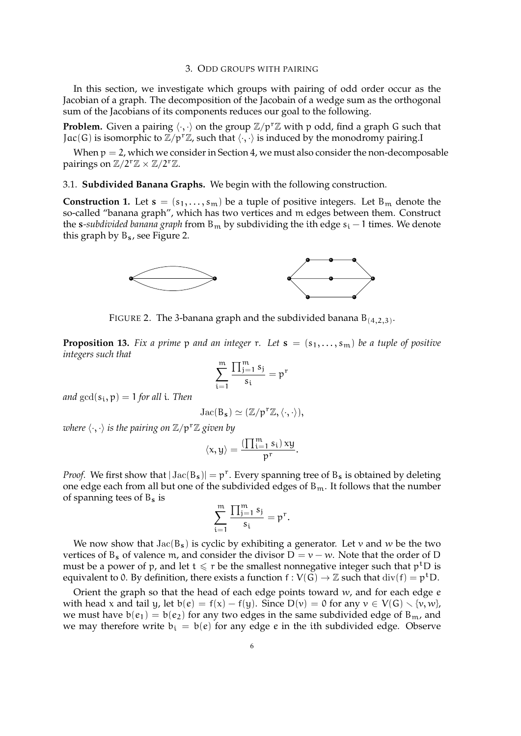## 3. Odd groups with pairing

In this section, we investigate which groups with pairing of odd order occur as the Jacobian of a graph. The decomposition of the Jacobain of a wedge sum as the orthogonal sum of the Jacobians of its components reduces our goal to the following.

**Problem.** Given a pairing $\langle \cdot, \cdot \rangle$ on the group $\mathbb{Z}/p^r\mathbb{Z}$ with $p$ odd, find a graph $G$ such that $\mathrm{Jac}(G)$ is isomorphic to $\mathbb{Z}/p^r\mathbb{Z}$, such that $\langle \cdot, \cdot \rangle$ is induced by the monodromy pairing.I

When $p = 2$, which we consider in Section 4, we must also consider the non-decomposable pairings on $\mathbb{Z}/2^r\mathbb{Z} \times \mathbb{Z}/2^r\mathbb{Z}$.

### 3.1. Subdivided Banana Graphs.

We begin with the following construction.

**Construction 1.** Let $\mathbf{s} = (s_1, \ldots, s_m)$ be a tuple of positive integers. Let $B_m$ denote the so-called "banana graph", which has two vertices and $m$ edges between them. Construct the $\mathbf{s}$-*subdivided banana graph* from $B_m$ by subdividing the $i$th edge $s_i - 1$ times. We denote this graph by $B_\mathbf{s}$, see Figure 2.

FIGURE 2. The 3-banana graph and the subdivided banana $B_{(4,2,3)}$.

**Proposition 13.** *Fix a prime $p$ and an integer $r$. Let $\mathbf{s} = (s_1, \ldots, s_m)$ be a tuple of positive integers such that*

$$\sum_{i=1}^{m} \frac{\prod_{j=1}^{m} s_j}{s_i} = p^r$$

*and $\gcd(s_i, p) = 1$ for all $i$. Then*

$$\mathrm{Jac}(B_\mathbf{s}) \simeq (\mathbb{Z}/p^r\mathbb{Z}, \langle \cdot, \cdot \rangle),$$

*where $\langle \cdot, \cdot \rangle$ is the pairing on $\mathbb{Z}/p^r\mathbb{Z}$ given by*

$$\langle x, y \rangle = \frac{(\prod_{i=1}^{m} s_i)\, xy}{p^r}.$$

*Proof.* We first show that $|\mathrm{Jac}(B_\mathbf{s})| = p^r$. Every spanning tree of $B_\mathbf{s}$ is obtained by deleting one edge each from all but one of the subdivided edges of $B_m$. It follows that the number of spanning tees of $B_\mathbf{s}$ is

$$\sum_{i=1}^{m} \frac{\prod_{j=1}^{m} s_j}{s_i} = p^r.$$

We now show that $\mathrm{Jac}(B_\mathbf{s})$ is cyclic by exhibiting a generator. Let $v$ and $w$ be the two vertices of $B_\mathbf{s}$ of valence $m$, and consider the divisor $D = v - w$. Note that the order of $D$ must be a power of $p$, and let $t \leqslant r$ be the smallest nonnegative integer such that $p^t D$ is equivalent to $0$. By definition, there exists a function $f : V(G) \to \mathbb{Z}$ such that $\mathrm{div}(f) = p^t D$.

Orient the graph so that the head of each edge points toward $w$, and for each edge $e$ with head $x$ and tail $y$, let $b(e) = f(x) - f(y)$. Since $D(v) = 0$ for any $v \in V(G) \setminus \{v, w\}$, we must have $b(e_1) = b(e_2)$ for any two edges in the same subdivided edge of $B_m$, and we may therefore write $b_i = b(e)$ for any edge $e$ in the $i$th subdivided edge. Observe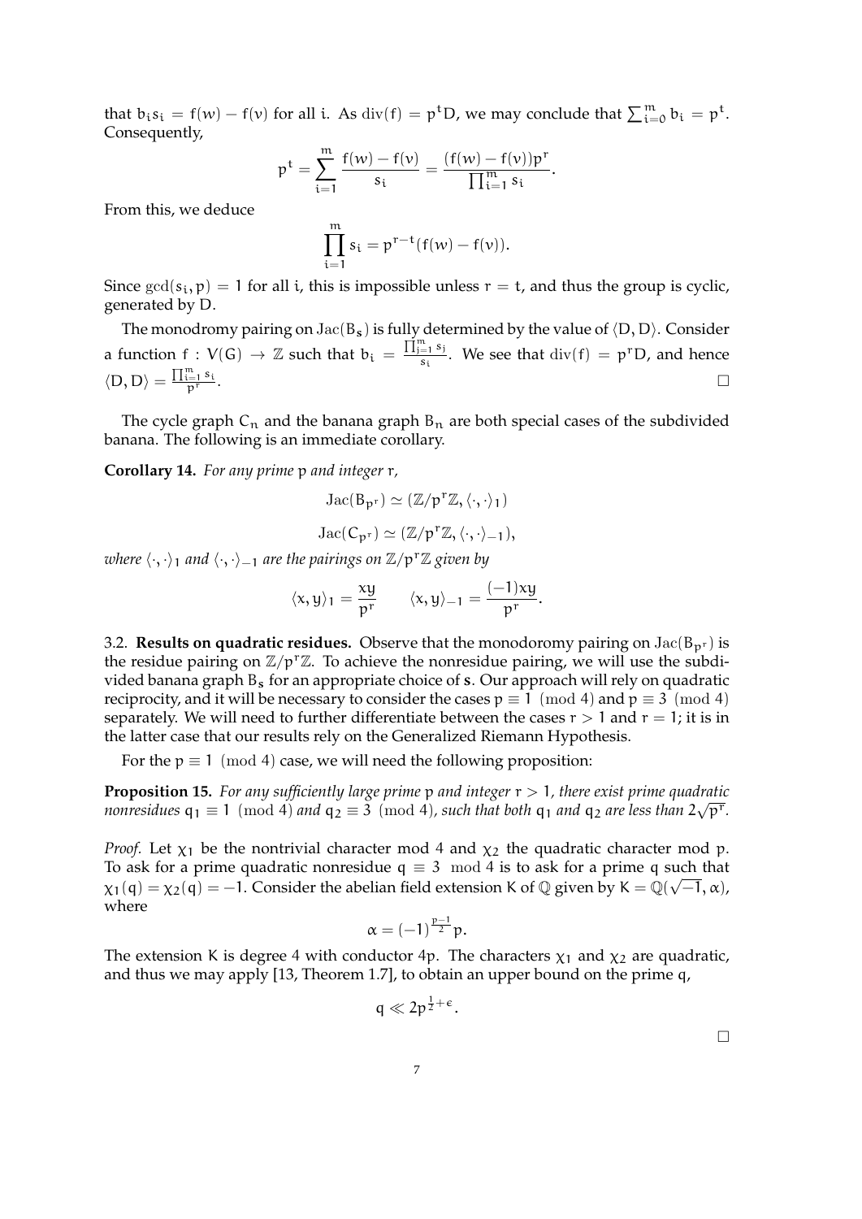that $b_i s_i = f(w) - f(v)$ for all i. As $\mathrm{div}(f) = p^t D$, we may conclude that $\sum_{i=0}^m b_i = p^t$. Consequently,

$$p^t = \sum_{i=1}^m \frac{f(w) - f(v)}{s_i} = \frac{(f(w) - f(v))p^r}{\prod_{i=1}^m s_i}.$$

From this, we deduce

$$\prod_{i=1}^m s_i = p^{r-t}(f(w) - f(v)).$$

Since $\gcd(s_i, p) = 1$ for all i, this is impossible unless $r = t$, and thus the group is cyclic, generated by D.

The monodromy pairing on $\mathrm{Jac}(B_{\mathbf{s}})$ is fully determined by the value of $\langle D, D \rangle$. Consider a function $f : V(G) \to \mathbb{Z}$ such that $b_i = \frac{\prod_{j=1}^m s_j}{s_i}$. We see that $\mathrm{div}(f) = p^r D$, and hence $\langle D, D \rangle = \frac{\prod_{i=1}^m s_i}{p^r}$. □

The cycle graph $C_n$ and the banana graph $B_n$ are both special cases of the subdivided banana. The following is an immediate corollary.

**Corollary 14.** *For any prime* p *and integer* r*,*

$$\mathrm{Jac}(B_{p^r}) \simeq (\mathbb{Z}/p^r\mathbb{Z}, \langle \cdot, \cdot \rangle_1)$$

$$\mathrm{Jac}(C_{p^r}) \simeq (\mathbb{Z}/p^r\mathbb{Z}, \langle \cdot, \cdot \rangle_{-1}),$$

*where* $\langle \cdot, \cdot \rangle_1$ *and* $\langle \cdot, \cdot \rangle_{-1}$ *are the pairings on* $\mathbb{Z}/p^r\mathbb{Z}$ *given by*

$$\langle x, y \rangle_1 = \frac{xy}{p^r} \qquad \langle x, y \rangle_{-1} = \frac{(-1)xy}{p^r}.$$

3.2. **Results on quadratic residues.** Observe that the monodoromy pairing on $\mathrm{Jac}(B_{p^r})$ is the residue pairing on $\mathbb{Z}/p^r\mathbb{Z}$. To achieve the nonresidue pairing, we will use the subdivided banana graph $B_{\mathbf{s}}$ for an appropriate choice of $\mathbf{s}$. Our approach will rely on quadratic reciprocity, and it will be necessary to consider the cases $p \equiv 1 \pmod 4$ and $p \equiv 3 \pmod 4$ separately. We will need to further differentiate between the cases $r > 1$ and $r = 1$; it is in the latter case that our results rely on the Generalized Riemann Hypothesis.

For the $p \equiv 1 \pmod 4$ case, we will need the following proposition:

**Proposition 15.** *For any sufficiently large prime* p *and integer* $r > 1$*, there exist prime quadratic nonresidues* $q_1 \equiv 1 \pmod 4$ *and* $q_2 \equiv 3 \pmod 4$*, such that both* $q_1$ *and* $q_2$ *are less than* $2\sqrt{p^r}$*.*

*Proof.* Let $\chi_1$ be the nontrivial character mod 4 and $\chi_2$ the quadratic character mod p. To ask for a prime quadratic nonresidue $q \equiv 3 \mod 4$ is to ask for a prime q such that $\chi_1(q) = \chi_2(q) = -1$. Consider the abelian field extension K of $\mathbb{Q}$ given by $K = \mathbb{Q}(\sqrt{-1}, \alpha)$, where

$$\alpha = (-1)^{\frac{p-1}{2}} p.$$

The extension K is degree 4 with conductor 4p. The characters $\chi_1$ and $\chi_2$ are quadratic, and thus we may apply [13, Theorem 1.7], to obtain an upper bound on the prime q,

$$q \ll 2p^{\frac{1}{2}+\epsilon}.$$

□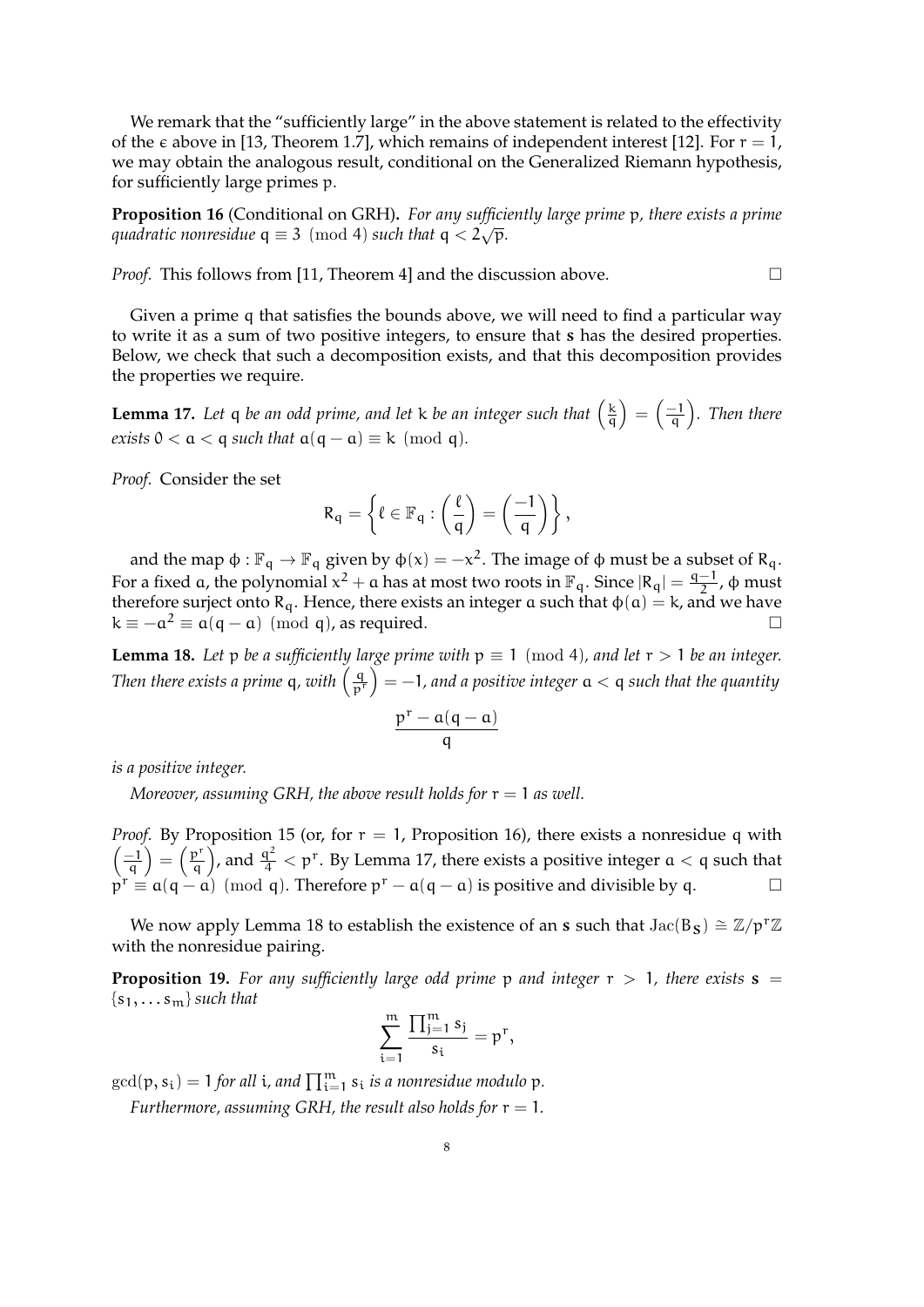We remark that the "sufficiently large" in the above statement is related to the effectivity of the $\epsilon$ above in [13, Theorem 1.7], which remains of independent interest [12]. For $r = 1$, we may obtain the analogous result, conditional on the Generalized Riemann hypothesis, for sufficiently large primes $p$.

**Proposition 16** (Conditional on GRH)**.** *For any sufficiently large prime $p$, there exists a prime quadratic nonresidue $q \equiv 3 \pmod 4$ such that $q < 2\sqrt{p}$.*

*Proof.* This follows from [11, Theorem 4] and the discussion above. □

Given a prime $q$ that satisfies the bounds above, we will need to find a particular way to write it as a sum of two positive integers, to ensure that $\mathbf{s}$ has the desired properties. Below, we check that such a decomposition exists, and that this decomposition provides the properties we require.

**Lemma 17.** *Let $q$ be an odd prime, and let $k$ be an integer such that $\left(\frac{k}{q}\right) = \left(\frac{-1}{q}\right)$. Then there exists $0 < a < q$ such that $a(q-a) \equiv k \pmod q$.*

*Proof.* Consider the set

$$R_q = \left\{ \ell \in \mathbb{F}_q : \left(\frac{\ell}{q}\right) = \left(\frac{-1}{q}\right) \right\},$$

and the map $\phi : \mathbb{F}_q \to \mathbb{F}_q$ given by $\phi(x) = -x^2$. The image of $\phi$ must be a subset of $R_q$. For a fixed $a$, the polynomial $x^2 + a$ has at most two roots in $\mathbb{F}_q$. Since $|R_q| = \frac{q-1}{2}$, $\phi$ must therefore surject onto $R_q$. Hence, there exists an integer $a$ such that $\phi(a) = k$, and we have $k \equiv -a^2 \equiv a(q-a) \pmod q$, as required. □

**Lemma 18.** *Let $p$ be a sufficiently large prime with $p \equiv 1 \pmod 4$, and let $r > 1$ be an integer. Then there exists a prime $q$, with $\left(\frac{q}{p^r}\right) = -1$, and a positive integer $a < q$ such that the quantity*

$$\frac{p^r - a(q-a)}{q}$$

*is a positive integer.*

*Moreover, assuming GRH, the above result holds for $r = 1$ as well.*

*Proof.* By Proposition 15 (or, for $r = 1$, Proposition 16), there exists a nonresidue $q$ with $\left(\frac{-1}{q}\right) = \left(\frac{p^r}{q}\right)$, and $\frac{q^2}{4} < p^r$. By Lemma 17, there exists a positive integer $a < q$ such that $p^r \equiv a(q-a) \pmod q$. Therefore $p^r - a(q-a)$ is positive and divisible by $q$. □

We now apply Lemma 18 to establish the existence of an $\mathbf{s}$ such that $\mathrm{Jac}(B_{\mathbf{s}}) \cong \mathbb{Z}/p^r\mathbb{Z}$ with the nonresidue pairing.

**Proposition 19.** *For any sufficiently large odd prime $p$ and integer $r > 1$, there exists $\mathbf{s} = \{s_1, \ldots s_m\}$ such that*

$$\sum_{i=1}^{m} \frac{\prod_{j=1}^{m} s_j}{s_i} = p^r,$$

*$\gcd(p, s_i) = 1$ for all $i$, and $\prod_{i=1}^{m} s_i$ is a nonresidue modulo $p$.*

*Furthermore, assuming GRH, the result also holds for $r = 1$.*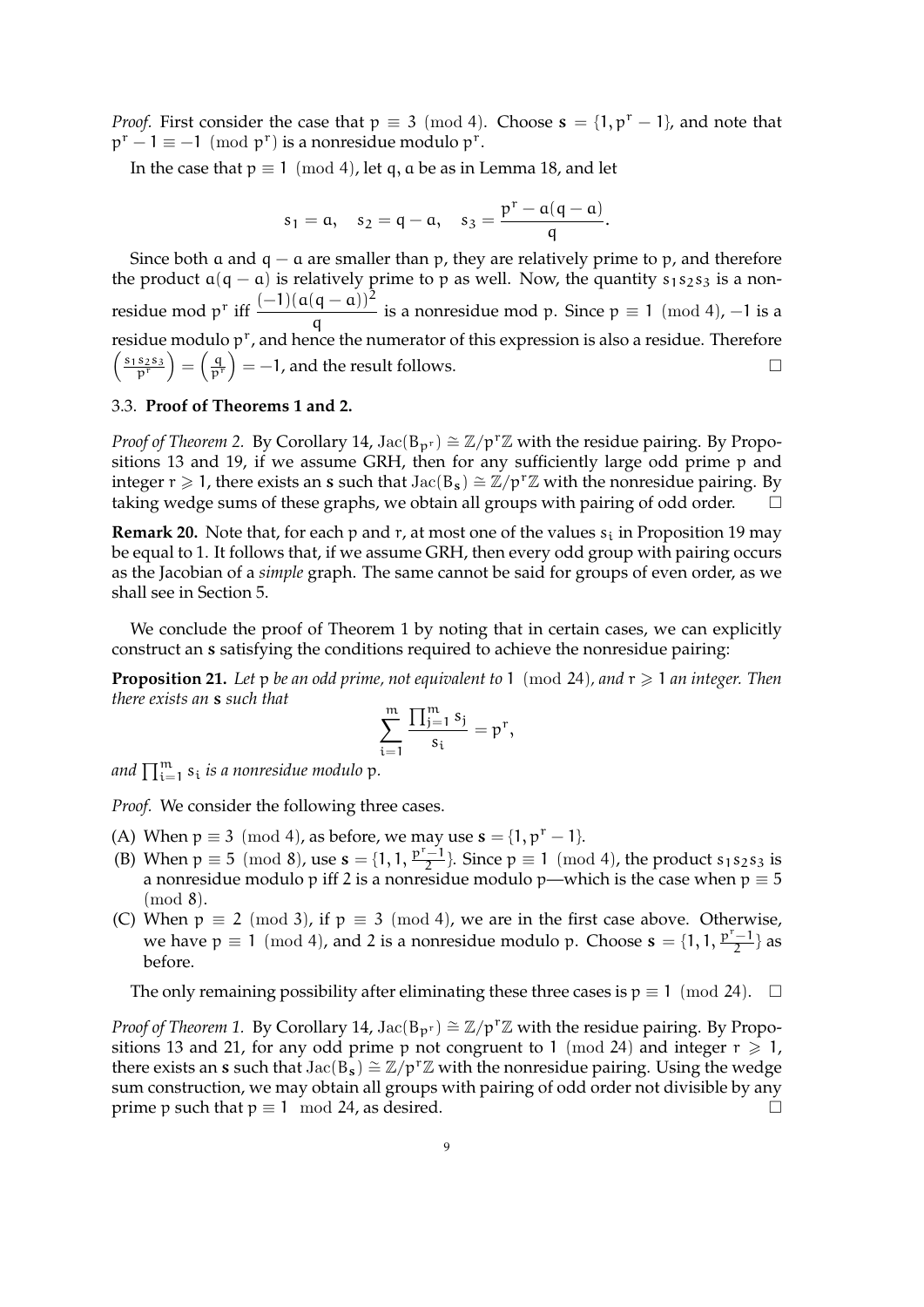*Proof.* First consider the case that $p \equiv 3 \pmod 4$. Choose $\mathbf{s} = \{1, p^r - 1\}$, and note that $p^r - 1 \equiv -1 \pmod{p^r}$ is a nonresidue modulo $p^r$.

In the case that $p \equiv 1 \pmod 4$, let $q, a$ be as in Lemma 18, and let

$$s_1 = a, \quad s_2 = q - a, \quad s_3 = \frac{p^r - a(q-a)}{q}.$$

Since both $a$ and $q - a$ are smaller than $p$, they are relatively prime to $p$, and therefore the product $a(q-a)$ is relatively prime to $p$ as well. Now, the quantity $s_1 s_2 s_3$ is a nonresidue mod $p^r$ iff $\dfrac{(-1)(a(q-a))^2}{q}$ is a nonresidue mod $p$. Since $p \equiv 1 \pmod 4$, $-1$ is a residue modulo $p^r$, and hence the numerator of this expression is also a residue. Therefore $\left(\frac{s_1 s_2 s_3}{p^r}\right) = \left(\frac{q}{p^r}\right) = -1$, and the result follows. $\square$

### 3.3. **Proof of Theorems 1 and 2.**

*Proof of Theorem 2.* By Corollary 14, $\mathrm{Jac}(B_{p^r}) \cong \mathbb{Z}/p^r\mathbb{Z}$ with the residue pairing. By Propositions 13 and 19, if we assume GRH, then for any sufficiently large odd prime $p$ and integer $r \geqslant 1$, there exists an $\mathbf{s}$ such that $\mathrm{Jac}(B_{\mathbf{s}}) \cong \mathbb{Z}/p^r\mathbb{Z}$ with the nonresidue pairing. By taking wedge sums of these graphs, we obtain all groups with pairing of odd order. $\square$

**Remark 20.** Note that, for each $p$ and $r$, at most one of the values $s_i$ in Proposition 19 may be equal to 1. It follows that, if we assume GRH, then every odd group with pairing occurs as the Jacobian of a *simple* graph. The same cannot be said for groups of even order, as we shall see in Section 5.

We conclude the proof of Theorem 1 by noting that in certain cases, we can explicitly construct an $\mathbf{s}$ satisfying the conditions required to achieve the nonresidue pairing:

**Proposition 21.** *Let $p$ be an odd prime, not equivalent to $1 \pmod{24}$, and $r \geqslant 1$ an integer. Then there exists an $\mathbf{s}$ such that*

$$\sum_{i=1}^{m} \frac{\prod_{j=1}^{m} s_j}{s_i} = p^r,$$

*and $\prod_{i=1}^{m} s_i$ is a nonresidue modulo $p$.*

*Proof.* We consider the following three cases.

(A) When $p \equiv 3 \pmod 4$, as before, we may use $\mathbf{s} = \{1, p^r - 1\}$.

(B) When $p \equiv 5 \pmod 8$, use $\mathbf{s} = \{1, 1, \frac{p^r-1}{2}\}$. Since $p \equiv 1 \pmod 4$, the product $s_1 s_2 s_3$ is a nonresidue modulo $p$ iff 2 is a nonresidue modulo $p$—which is the case when $p \equiv 5 \pmod 8$.

(C) When $p \equiv 2 \pmod 3$, if $p \equiv 3 \pmod 4$, we are in the first case above. Otherwise, we have $p \equiv 1 \pmod 4$, and 2 is a nonresidue modulo $p$. Choose $\mathbf{s} = \{1, 1, \frac{p^r-1}{2}\}$ as before.

The only remaining possibility after eliminating these three cases is $p \equiv 1 \pmod{24}$. $\square$

*Proof of Theorem 1.* By Corollary 14, $\mathrm{Jac}(B_{p^r}) \cong \mathbb{Z}/p^r\mathbb{Z}$ with the residue pairing. By Propositions 13 and 21, for any odd prime $p$ not congruent to $1 \pmod{24}$ and integer $r \geqslant 1$, there exists an $\mathbf{s}$ such that $\mathrm{Jac}(B_{\mathbf{s}}) \cong \mathbb{Z}/p^r\mathbb{Z}$ with the nonresidue pairing. Using the wedge sum construction, we may obtain all groups with pairing of odd order not divisible by any prime $p$ such that $p \equiv 1 \mod 24$, as desired. $\square$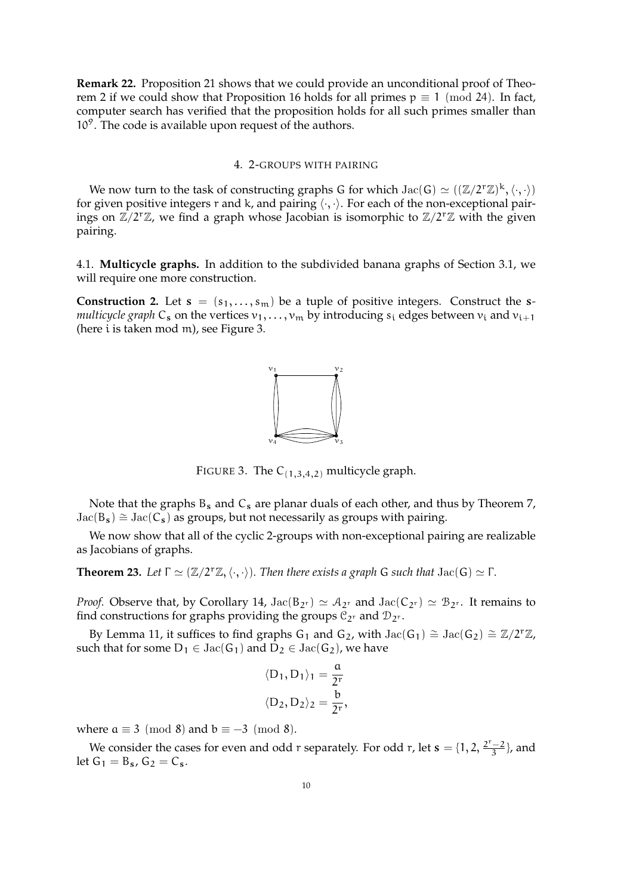**Remark 22.** Proposition 21 shows that we could provide an unconditional proof of Theorem 2 if we could show that Proposition 16 holds for all primes $p \equiv 1 \pmod{24}$. In fact, computer search has verified that the proposition holds for all such primes smaller than $10^9$. The code is available upon request of the authors.

## 4. 2-GROUPS WITH PAIRING

We now turn to the task of constructing graphs $G$ for which $\mathrm{Jac}(G) \simeq ((\mathbb{Z}/2^r\mathbb{Z})^k, \langle\cdot,\cdot\rangle)$ for given positive integers $r$ and $k$, and pairing $\langle\cdot,\cdot\rangle$. For each of the non-exceptional pairings on $\mathbb{Z}/2^r\mathbb{Z}$, we find a graph whose Jacobian is isomorphic to $\mathbb{Z}/2^r\mathbb{Z}$ with the given pairing.

### 4.1. Multicycle graphs.

In addition to the subdivided banana graphs of Section 3.1, we will require one more construction.

**Construction 2.** Let $\mathbf{s} = (s_1, \ldots, s_m)$ be a tuple of positive integers. Construct the $\mathbf{s}$-*multicycle graph* $C_{\mathbf{s}}$ on the vertices $v_1, \ldots, v_m$ by introducing $s_i$ edges between $v_i$ and $v_{i+1}$ (here $i$ is taken mod $m$), see Figure 3.

FIGURE 3. The $C_{(1,3,4,2)}$ multicycle graph.

Note that the graphs $B_{\mathbf{s}}$ and $C_{\mathbf{s}}$ are planar duals of each other, and thus by Theorem 7, $\mathrm{Jac}(B_{\mathbf{s}}) \cong \mathrm{Jac}(C_{\mathbf{s}})$ as groups, but not necessarily as groups with pairing.

We now show that all of the cyclic 2-groups with non-exceptional pairing are realizable as Jacobians of graphs.

**Theorem 23.** *Let $\Gamma \simeq (\mathbb{Z}/2^r\mathbb{Z}, \langle\cdot,\cdot\rangle)$. Then there exists a graph $G$ such that $\mathrm{Jac}(G) \simeq \Gamma$.*

*Proof.* Observe that, by Corollary 14, $\mathrm{Jac}(B_{2^r}) \simeq \mathcal{A}_{2^r}$ and $\mathrm{Jac}(C_{2^r}) \simeq \mathcal{B}_{2^r}$. It remains to find constructions for graphs providing the groups $\mathcal{C}_{2^r}$ and $\mathcal{D}_{2^r}$.

By Lemma 11, it suffices to find graphs $G_1$ and $G_2$, with $\mathrm{Jac}(G_1) \cong \mathrm{Jac}(G_2) \cong \mathbb{Z}/2^r\mathbb{Z}$, such that for some $D_1 \in \mathrm{Jac}(G_1)$ and $D_2 \in \mathrm{Jac}(G_2)$, we have

$$\langle D_1, D_1\rangle_1 = \frac{a}{2^r}$$
$$\langle D_2, D_2\rangle_2 = \frac{b}{2^r},$$

where $a \equiv 3 \pmod 8$ and $b \equiv -3 \pmod 8$.

We consider the cases for even and odd $r$ separately. For odd $r$, let $\mathbf{s} = \{1, 2, \frac{2^r-2}{3}\}$, and let $G_1 = B_{\mathbf{s}}$, $G_2 = C_{\mathbf{s}}$.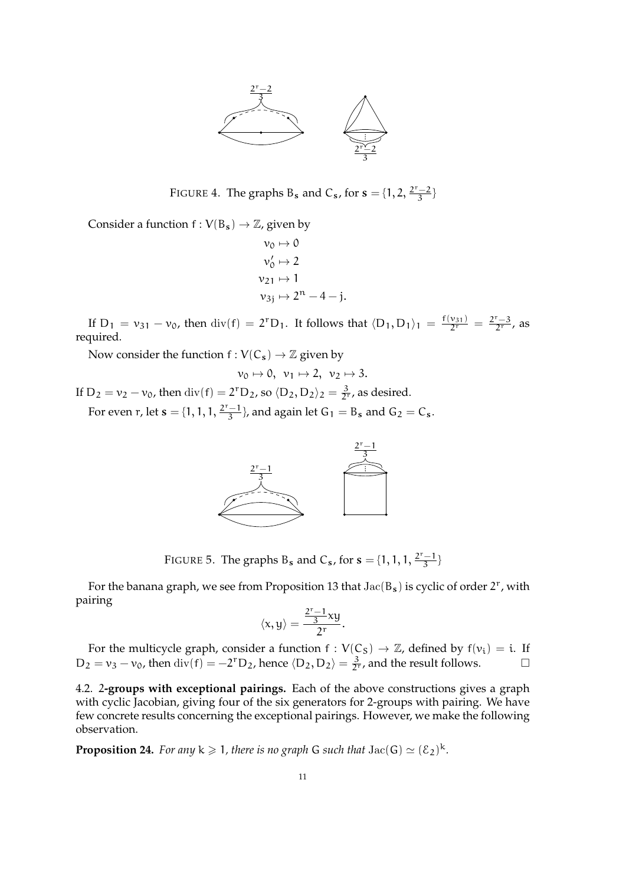FIGURE 4. The graphs $B_{\mathbf{s}}$ and $C_{\mathbf{s}}$, for $\mathbf{s} = \{1, 2, \frac{2^r-2}{3}\}$

Consider a function $f : V(B_{\mathbf{s}}) \to \mathbb{Z}$, given by

$$v_0 \mapsto 0$$
$$v_0' \mapsto 2$$
$$v_{21} \mapsto 1$$
$$v_{3j} \mapsto 2^n - 4 - j.$$

If $D_1 = v_{31} - v_0$, then $\operatorname{div}(f) = 2^r D_1$. It follows that $\langle D_1, D_1 \rangle_1 = \frac{f(v_{31})}{2^r} = \frac{2^r-3}{2^r}$, as required.

Now consider the function $f : V(C_{\mathbf{s}}) \to \mathbb{Z}$ given by

$$v_0 \mapsto 0, \ \ v_1 \mapsto 2, \ \ v_2 \mapsto 3.$$

If $D_2 = v_2 - v_0$, then $\operatorname{div}(f) = 2^r D_2$, so $\langle D_2, D_2 \rangle_2 = \frac{3}{2^r}$, as desired.

For even $r$, let $\mathbf{s} = \{1, 1, 1, \frac{2^r-1}{3}\}$, and again let $G_1 = B_{\mathbf{s}}$ and $G_2 = C_{\mathbf{s}}$.

FIGURE 5. The graphs $B_{\mathbf{s}}$ and $C_{\mathbf{s}}$, for $\mathbf{s} = \{1, 1, 1, \frac{2^r-1}{3}\}$

For the banana graph, we see from Proposition 13 that $\operatorname{Jac}(B_{\mathbf{s}})$ is cyclic of order $2^r$, with pairing

$$\langle x, y \rangle = \frac{\frac{2^r-1}{3} xy}{2^r}.$$

For the multicycle graph, consider a function $f : V(C_S) \to \mathbb{Z}$, defined by $f(v_i) = i$. If $D_2 = v_3 - v_0$, then $\operatorname{div}(f) = -2^r D_2$, hence $\langle D_2, D_2 \rangle = \frac{3}{2^r}$, and the result follows. $\square$

### 4.2. 2-groups with exceptional pairings.

Each of the above constructions gives a graph with cyclic Jacobian, giving four of the six generators for 2-groups with pairing. We have few concrete results concerning the exceptional pairings. However, we make the following observation.

**Proposition 24.** *For any $k \geqslant 1$, there is no graph $G$ such that $\operatorname{Jac}(G) \simeq (\mathcal{E}_2)^k$.*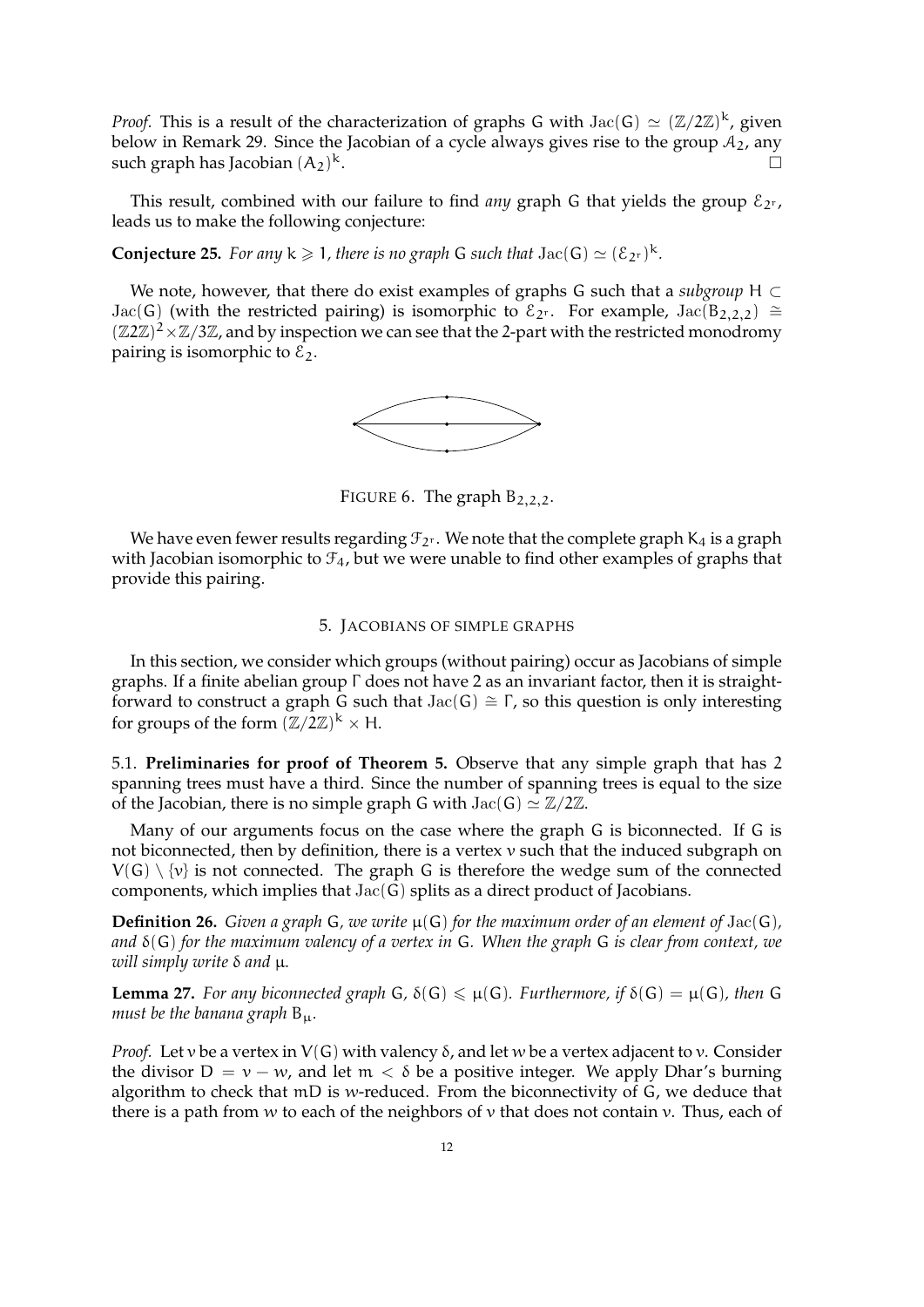*Proof.* This is a result of the characterization of graphs G with $\mathrm{Jac}(G) \simeq (\mathbb{Z}/2\mathbb{Z})^k$, given below in Remark 29. Since the Jacobian of a cycle always gives rise to the group $\mathcal{A}_2$, any such graph has Jacobian $(A_2)^k$. □

This result, combined with our failure to find *any* graph G that yields the group $\mathcal{E}_{2^r}$, leads us to make the following conjecture:

**Conjecture 25.** *For any $k \geqslant 1$, there is no graph G such that $\mathrm{Jac}(G) \simeq (\mathcal{E}_{2^r})^k$.*

We note, however, that there do exist examples of graphs G such that a *subgroup* $H \subset \mathrm{Jac}(G)$ (with the restricted pairing) is isomorphic to $\mathcal{E}_{2^r}$. For example, $\mathrm{Jac}(B_{2,2,2}) \cong (\mathbb{Z}2\mathbb{Z})^2 \times \mathbb{Z}/3\mathbb{Z}$, and by inspection we can see that the 2-part with the restricted monodromy pairing is isomorphic to $\mathcal{E}_2$.

FIGURE 6. The graph $B_{2,2,2}$.

We have even fewer results regarding $\mathcal{F}_{2^r}$. We note that the complete graph $K_4$ is a graph with Jacobian isomorphic to $\mathcal{F}_4$, but we were unable to find other examples of graphs that provide this pairing.

## 5. Jacobians of simple graphs

In this section, we consider which groups (without pairing) occur as Jacobians of simple graphs. If a finite abelian group Γ does not have 2 as an invariant factor, then it is straightforward to construct a graph G such that $\mathrm{Jac}(G) \cong \Gamma$, so this question is only interesting for groups of the form $(\mathbb{Z}/2\mathbb{Z})^k \times H$.

### 5.1. Preliminaries for proof of Theorem 5.

Observe that any simple graph that has 2 spanning trees must have a third. Since the number of spanning trees is equal to the size of the Jacobian, there is no simple graph G with $\mathrm{Jac}(G) \simeq \mathbb{Z}/2\mathbb{Z}$.

Many of our arguments focus on the case where the graph G is biconnected. If G is not biconnected, then by definition, there is a vertex $v$ such that the induced subgraph on $V(G) \setminus \{v\}$ is not connected. The graph G is therefore the wedge sum of the connected components, which implies that $\mathrm{Jac}(G)$ splits as a direct product of Jacobians.

**Definition 26.** *Given a graph G, we write $\mu(G)$ for the maximum order of an element of $\mathrm{Jac}(G)$, and $\delta(G)$ for the maximum valency of a vertex in G. When the graph G is clear from context, we will simply write δ and μ.*

**Lemma 27.** *For any biconnected graph G, $\delta(G) \leqslant \mu(G)$. Furthermore, if $\delta(G) = \mu(G)$, then G must be the banana graph $B_\mu$.*

*Proof.* Let $v$ be a vertex in $V(G)$ with valency δ, and let $w$ be a vertex adjacent to $v$. Consider the divisor $D = v - w$, and let $m < \delta$ be a positive integer. We apply Dhar's burning algorithm to check that $mD$ is $w$-reduced. From the biconnectivity of G, we deduce that there is a path from $w$ to each of the neighbors of $v$ that does not contain $v$. Thus, each of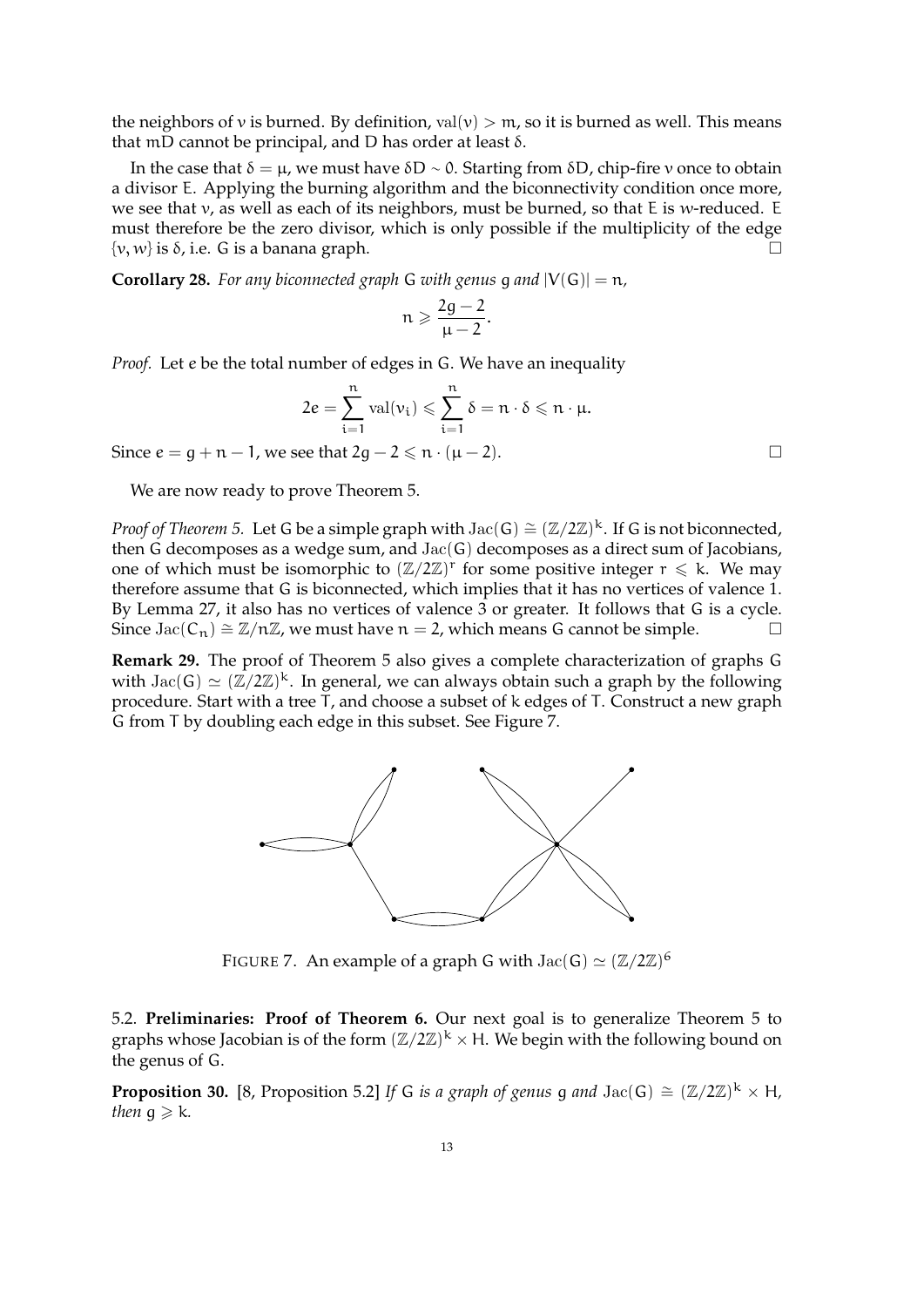the neighbors of $v$ is burned. By definition, $\text{val}(v) > m$, so it is burned as well. This means that $mD$ cannot be principal, and $D$ has order at least $\delta$.

In the case that $\delta = \mu$, we must have $\delta D \sim 0$. Starting from $\delta D$, chip-fire $v$ once to obtain a divisor $E$. Applying the burning algorithm and the biconnectivity condition once more, we see that $v$, as well as each of its neighbors, must be burned, so that $E$ is $w$-reduced. $E$ must therefore be the zero divisor, which is only possible if the multiplicity of the edge $\{v, w\}$ is $\delta$, i.e. $G$ is a banana graph. □

**Corollary 28.** *For any biconnected graph $G$ with genus $g$ and $|V(G)| = n$,*

$$n \geqslant \frac{2g-2}{\mu-2}.$$

*Proof.* Let $e$ be the total number of edges in $G$. We have an inequality

$$2e = \sum_{i=1}^{n} \text{val}(v_i) \leqslant \sum_{i=1}^{n} \delta = n \cdot \delta \leqslant n \cdot \mu.$$

Since $e = g + n - 1$, we see that $2g - 2 \leqslant n \cdot (\mu - 2)$. □

We are now ready to prove Theorem 5.

*Proof of Theorem 5.* Let $G$ be a simple graph with $\text{Jac}(G) \cong (\mathbb{Z}/2\mathbb{Z})^k$. If $G$ is not biconnected, then $G$ decomposes as a wedge sum, and $\text{Jac}(G)$ decomposes as a direct sum of Jacobians, one of which must be isomorphic to $(\mathbb{Z}/2\mathbb{Z})^r$ for some positive integer $r \leqslant k$. We may therefore assume that $G$ is biconnected, which implies that it has no vertices of valence 1. By Lemma 27, it also has no vertices of valence 3 or greater. It follows that $G$ is a cycle. Since $\text{Jac}(C_n) \cong \mathbb{Z}/n\mathbb{Z}$, we must have $n = 2$, which means $G$ cannot be simple. □

**Remark 29.** The proof of Theorem 5 also gives a complete characterization of graphs $G$ with $\text{Jac}(G) \simeq (\mathbb{Z}/2\mathbb{Z})^k$. In general, we can always obtain such a graph by the following procedure. Start with a tree $T$, and choose a subset of $k$ edges of $T$. Construct a new graph $G$ from $T$ by doubling each edge in this subset. See Figure 7.

FIGURE 7. An example of a graph $G$ with $\text{Jac}(G) \simeq (\mathbb{Z}/2\mathbb{Z})^6$

5.2. **Preliminaries: Proof of Theorem 6.** Our next goal is to generalize Theorem 5 to graphs whose Jacobian is of the form $(\mathbb{Z}/2\mathbb{Z})^k \times H$. We begin with the following bound on the genus of $G$.

**Proposition 30.** [8, Proposition 5.2] *If $G$ is a graph of genus $g$ and $\text{Jac}(G) \cong (\mathbb{Z}/2\mathbb{Z})^k \times H$, then $g \geqslant k$.*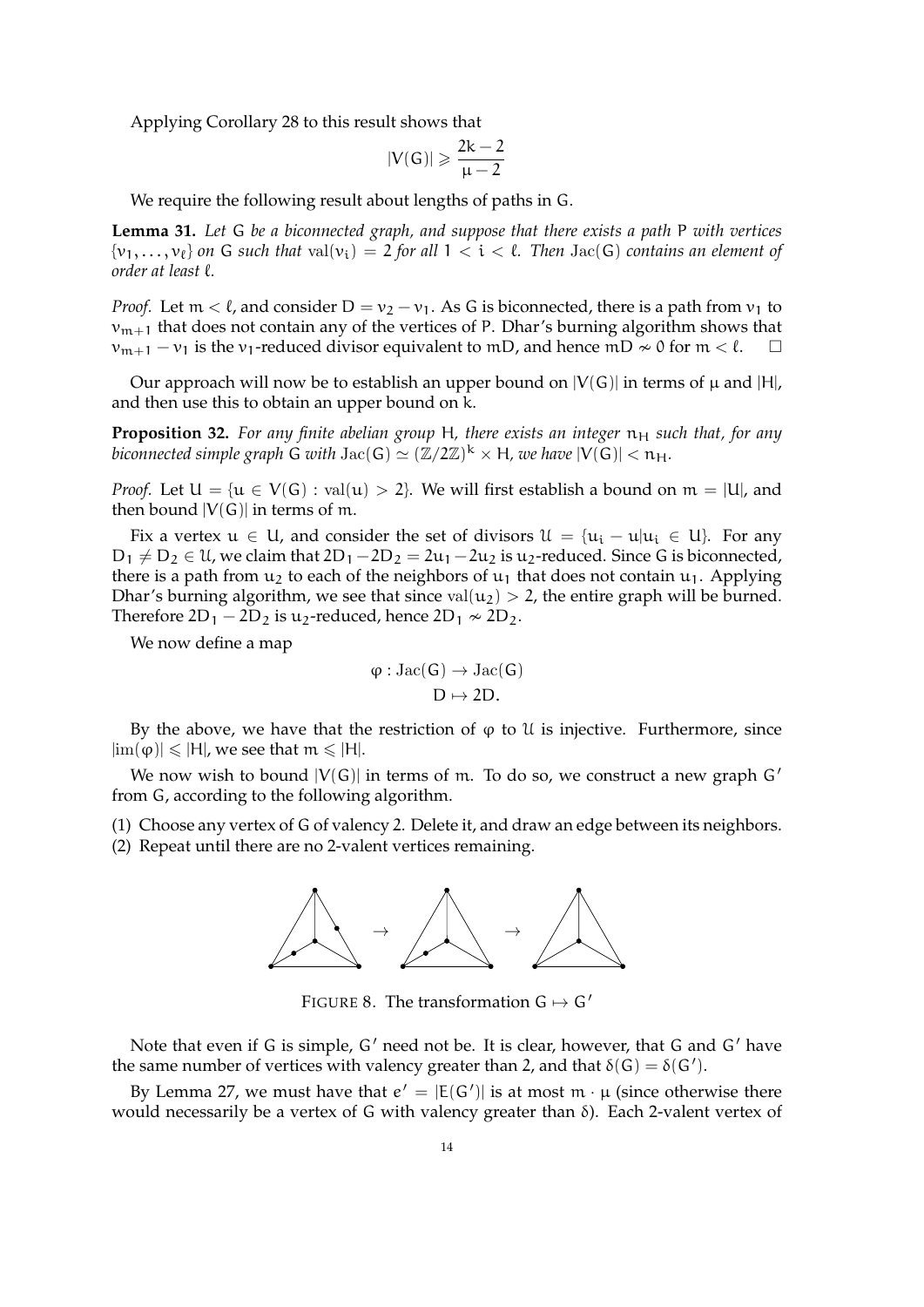Applying Corollary 28 to this result shows that

$$|V(G)| \geqslant \frac{2k-2}{\mu-2}$$

We require the following result about lengths of paths in G.

**Lemma 31.** *Let* $G$ *be a biconnected graph, and suppose that there exists a path* $P$ *with vertices* $\{v_1, \ldots, v_\ell\}$ *on* $G$ *such that* $\mathrm{val}(v_i) = 2$ *for all* $1 < i < \ell$*. Then* $\mathrm{Jac}(G)$ *contains an element of order at least* $\ell$*.*

*Proof.* Let $m < \ell$, and consider $D = v_2 - v_1$. As $G$ is biconnected, there is a path from $v_1$ to $v_{m+1}$ that does not contain any of the vertices of $P$. Dhar's burning algorithm shows that $v_{m+1} - v_1$ is the $v_1$-reduced divisor equivalent to $mD$, and hence $mD \nsim 0$ for $m < \ell$. □

Our approach will now be to establish an upper bound on $|V(G)|$ in terms of $\mu$ and $|H|$, and then use this to obtain an upper bound on $k$.

**Proposition 32.** *For any finite abelian group* $H$*, there exists an integer* $n_H$ *such that, for any biconnected simple graph* $G$ *with* $\mathrm{Jac}(G) \simeq (\mathbb{Z}/2\mathbb{Z})^k \times H$*, we have* $|V(G)| < n_H$*.*

*Proof.* Let $U = \{u \in V(G) : \mathrm{val}(u) > 2\}$. We will first establish a bound on $m = |U|$, and then bound $|V(G)|$ in terms of $m$.

Fix a vertex $u \in U$, and consider the set of divisors $\mathcal{U} = \{u_i - u | u_i \in U\}$. For any $D_1 \neq D_2 \in \mathcal{U}$, we claim that $2D_1 - 2D_2 = 2u_1 - 2u_2$ is $u_2$-reduced. Since $G$ is biconnected, there is a path from $u_2$ to each of the neighbors of $u_1$ that does not contain $u_1$. Applying Dhar's burning algorithm, we see that since $\mathrm{val}(u_2) > 2$, the entire graph will be burned. Therefore $2D_1 - 2D_2$ is $u_2$-reduced, hence $2D_1 \nsim 2D_2$.

We now define a map

$$\begin{aligned} \varphi : \mathrm{Jac}(G) &\to \mathrm{Jac}(G) \\ D &\mapsto 2D. \end{aligned}$$

By the above, we have that the restriction of $\varphi$ to $\mathcal{U}$ is injective. Furthermore, since $|\mathrm{im}(\varphi)| \leqslant |H|$, we see that $m \leqslant |H|$.

We now wish to bound $|V(G)|$ in terms of $m$. To do so, we construct a new graph $G'$ from $G$, according to the following algorithm.

(1) Choose any vertex of $G$ of valency 2. Delete it, and draw an edge between its neighbors.
(2) Repeat until there are no 2-valent vertices remaining.

FIGURE 8. The transformation $G \mapsto G'$

Note that even if $G$ is simple, $G'$ need not be. It is clear, however, that $G$ and $G'$ have the same number of vertices with valency greater than 2, and that $\delta(G) = \delta(G')$.

By Lemma 27, we must have that $e' = |E(G')|$ is at most $m \cdot \mu$ (since otherwise there would necessarily be a vertex of $G$ with valency greater than $\delta$). Each 2-valent vertex of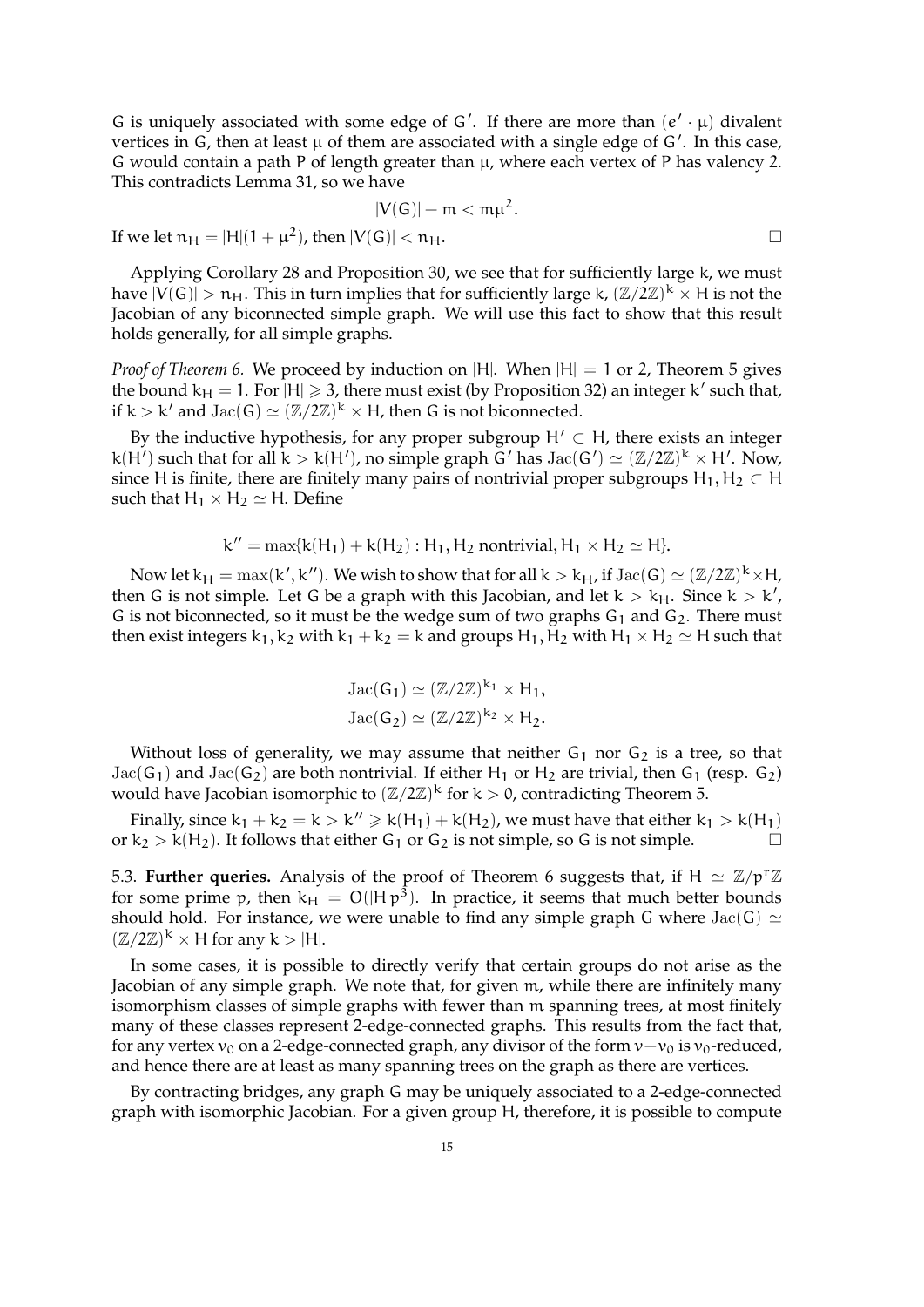$G$ is uniquely associated with some edge of $G'$. If there are more than $(e' \cdot \mu)$ divalent vertices in $G$, then at least $\mu$ of them are associated with a single edge of $G'$. In this case, $G$ would contain a path $P$ of length greater than $\mu$, where each vertex of $P$ has valency 2. This contradicts Lemma 31, so we have

$$|V(G)| - m < m\mu^2.$$

If we let $n_H = |H|(1 + \mu^2)$, then $|V(G)| < n_H$. □

Applying Corollary 28 and Proposition 30, we see that for sufficiently large $k$, we must have $|V(G)| > n_H$. This in turn implies that for sufficiently large $k$, $(\mathbb{Z}/2\mathbb{Z})^k \times H$ is not the Jacobian of any biconnected simple graph. We will use this fact to show that this result holds generally, for all simple graphs.

*Proof of Theorem 6.* We proceed by induction on $|H|$. When $|H| = 1$ or 2, Theorem 5 gives the bound $k_H = 1$. For $|H| \geqslant 3$, there must exist (by Proposition 32) an integer $k'$ such that, if $k > k'$ and $\mathrm{Jac}(G) \simeq (\mathbb{Z}/2\mathbb{Z})^k \times H$, then $G$ is not biconnected.

By the inductive hypothesis, for any proper subgroup $H' \subset H$, there exists an integer $k(H')$ such that for all $k > k(H')$, no simple graph $G'$ has $\mathrm{Jac}(G') \simeq (\mathbb{Z}/2\mathbb{Z})^k \times H'$. Now, since $H$ is finite, there are finitely many pairs of nontrivial proper subgroups $H_1, H_2 \subset H$ such that $H_1 \times H_2 \simeq H$. Define

$$k'' = \max\{k(H_1) + k(H_2) : H_1, H_2 \text{ nontrivial}, H_1 \times H_2 \simeq H\}.$$

Now let $k_H = \max(k', k'')$. We wish to show that for all $k > k_H$, if $\mathrm{Jac}(G) \simeq (\mathbb{Z}/2\mathbb{Z})^k \times H$, then $G$ is not simple. Let $G$ be a graph with this Jacobian, and let $k > k_H$. Since $k > k'$, $G$ is not biconnected, so it must be the wedge sum of two graphs $G_1$ and $G_2$. There must then exist integers $k_1, k_2$ with $k_1 + k_2 = k$ and groups $H_1, H_2$ with $H_1 \times H_2 \simeq H$ such that

$$\mathrm{Jac}(G_1) \simeq (\mathbb{Z}/2\mathbb{Z})^{k_1} \times H_1,$$
$$\mathrm{Jac}(G_2) \simeq (\mathbb{Z}/2\mathbb{Z})^{k_2} \times H_2.$$

Without loss of generality, we may assume that neither $G_1$ nor $G_2$ is a tree, so that $\mathrm{Jac}(G_1)$ and $\mathrm{Jac}(G_2)$ are both nontrivial. If either $H_1$ or $H_2$ are trivial, then $G_1$ (resp. $G_2$) would have Jacobian isomorphic to $(\mathbb{Z}/2\mathbb{Z})^k$ for $k > 0$, contradicting Theorem 5.

Finally, since $k_1 + k_2 = k > k'' \geqslant k(H_1) + k(H_2)$, we must have that either $k_1 > k(H_1)$ or $k_2 > k(H_2)$. It follows that either $G_1$ or $G_2$ is not simple, so $G$ is not simple. □

5.3. **Further queries.** Analysis of the proof of Theorem 6 suggests that, if $H \simeq \mathbb{Z}/p^r\mathbb{Z}$ for some prime $p$, then $k_H = O(|H|p^3)$. In practice, it seems that much better bounds should hold. For instance, we were unable to find any simple graph $G$ where $\mathrm{Jac}(G) \simeq (\mathbb{Z}/2\mathbb{Z})^k \times H$ for any $k > |H|$.

In some cases, it is possible to directly verify that certain groups do not arise as the Jacobian of any simple graph. We note that, for given $m$, while there are infinitely many isomorphism classes of simple graphs with fewer than $m$ spanning trees, at most finitely many of these classes represent 2-edge-connected graphs. This results from the fact that, for any vertex $v_0$ on a 2-edge-connected graph, any divisor of the form $v - v_0$ is $v_0$-reduced, and hence there are at least as many spanning trees on the graph as there are vertices.

By contracting bridges, any graph $G$ may be uniquely associated to a 2-edge-connected graph with isomorphic Jacobian. For a given group $H$, therefore, it is possible to compute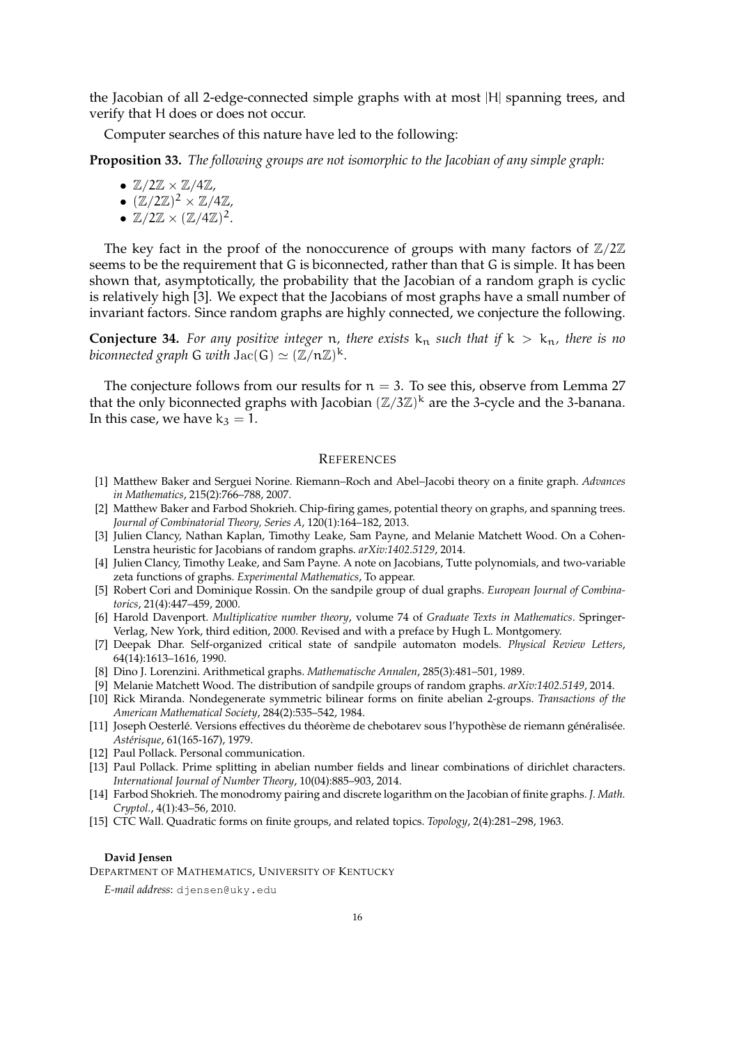the Jacobian of all 2-edge-connected simple graphs with at most $|H|$ spanning trees, and verify that $H$ does or does not occur.

Computer searches of this nature have led to the following:

**Proposition 33.** *The following groups are not isomorphic to the Jacobian of any simple graph:*

- $\mathbb{Z}/2\mathbb{Z} \times \mathbb{Z}/4\mathbb{Z}$,
- $(\mathbb{Z}/2\mathbb{Z})^2 \times \mathbb{Z}/4\mathbb{Z}$,
- $\mathbb{Z}/2\mathbb{Z} \times (\mathbb{Z}/4\mathbb{Z})^2$.

The key fact in the proof of the nonoccurence of groups with many factors of $\mathbb{Z}/2\mathbb{Z}$ seems to be the requirement that $G$ is biconnected, rather than that $G$ is simple. It has been shown that, asymptotically, the probability that the Jacobian of a random graph is cyclic is relatively high [3]. We expect that the Jacobians of most graphs have a small number of invariant factors. Since random graphs are highly connected, we conjecture the following.

**Conjecture 34.** *For any positive integer $n$, there exists $k_n$ such that if $k > k_n$, there is no biconnected graph $G$ with $\mathrm{Jac}(G) \simeq (\mathbb{Z}/n\mathbb{Z})^k$.*

The conjecture follows from our results for $n = 3$. To see this, observe from Lemma 27 that the only biconnected graphs with Jacobian $(\mathbb{Z}/3\mathbb{Z})^k$ are the 3-cycle and the 3-banana. In this case, we have $k_3 = 1$.

## References

[1] Matthew Baker and Serguei Norine. Riemann–Roch and Abel–Jacobi theory on a finite graph. *Advances in Mathematics*, 215(2):766–788, 2007.

[2] Matthew Baker and Farbod Shokrieh. Chip-firing games, potential theory on graphs, and spanning trees. *Journal of Combinatorial Theory, Series A*, 120(1):164–182, 2013.

[3] Julien Clancy, Nathan Kaplan, Timothy Leake, Sam Payne, and Melanie Matchett Wood. On a Cohen-Lenstra heuristic for Jacobians of random graphs. *arXiv:1402.5129*, 2014.

[4] Julien Clancy, Timothy Leake, and Sam Payne. A note on Jacobians, Tutte polynomials, and two-variable zeta functions of graphs. *Experimental Mathematics*, To appear.

[5] Robert Cori and Dominique Rossin. On the sandpile group of dual graphs. *European Journal of Combinatorics*, 21(4):447–459, 2000.

[6] Harold Davenport. *Multiplicative number theory*, volume 74 of *Graduate Texts in Mathematics*. Springer-Verlag, New York, third edition, 2000. Revised and with a preface by Hugh L. Montgomery.

[7] Deepak Dhar. Self-organized critical state of sandpile automaton models. *Physical Review Letters*, 64(14):1613–1616, 1990.

[8] Dino J. Lorenzini. Arithmetical graphs. *Mathematische Annalen*, 285(3):481–501, 1989.

[9] Melanie Matchett Wood. The distribution of sandpile groups of random graphs. *arXiv:1402.5149*, 2014.

[10] Rick Miranda. Nondegenerate symmetric bilinear forms on finite abelian 2-groups. *Transactions of the American Mathematical Society*, 284(2):535–542, 1984.

[11] Joseph Oesterlé. Versions effectives du théorème de chebotarev sous l'hypothèse de riemann généralisée. *Astérisque*, 61(165-167), 1979.

[12] Paul Pollack. Personal communication.

[13] Paul Pollack. Prime splitting in abelian number fields and linear combinations of dirichlet characters. *International Journal of Number Theory*, 10(04):885–903, 2014.

[14] Farbod Shokrieh. The monodromy pairing and discrete logarithm on the Jacobian of finite graphs. *J. Math. Cryptol.*, 4(1):43–56, 2010.

[15] CTC Wall. Quadratic forms on finite groups, and related topics. *Topology*, 2(4):281–298, 1963.

**David Jensen**

Department of Mathematics, University of Kentucky

*E-mail address*: djensen@uky.edu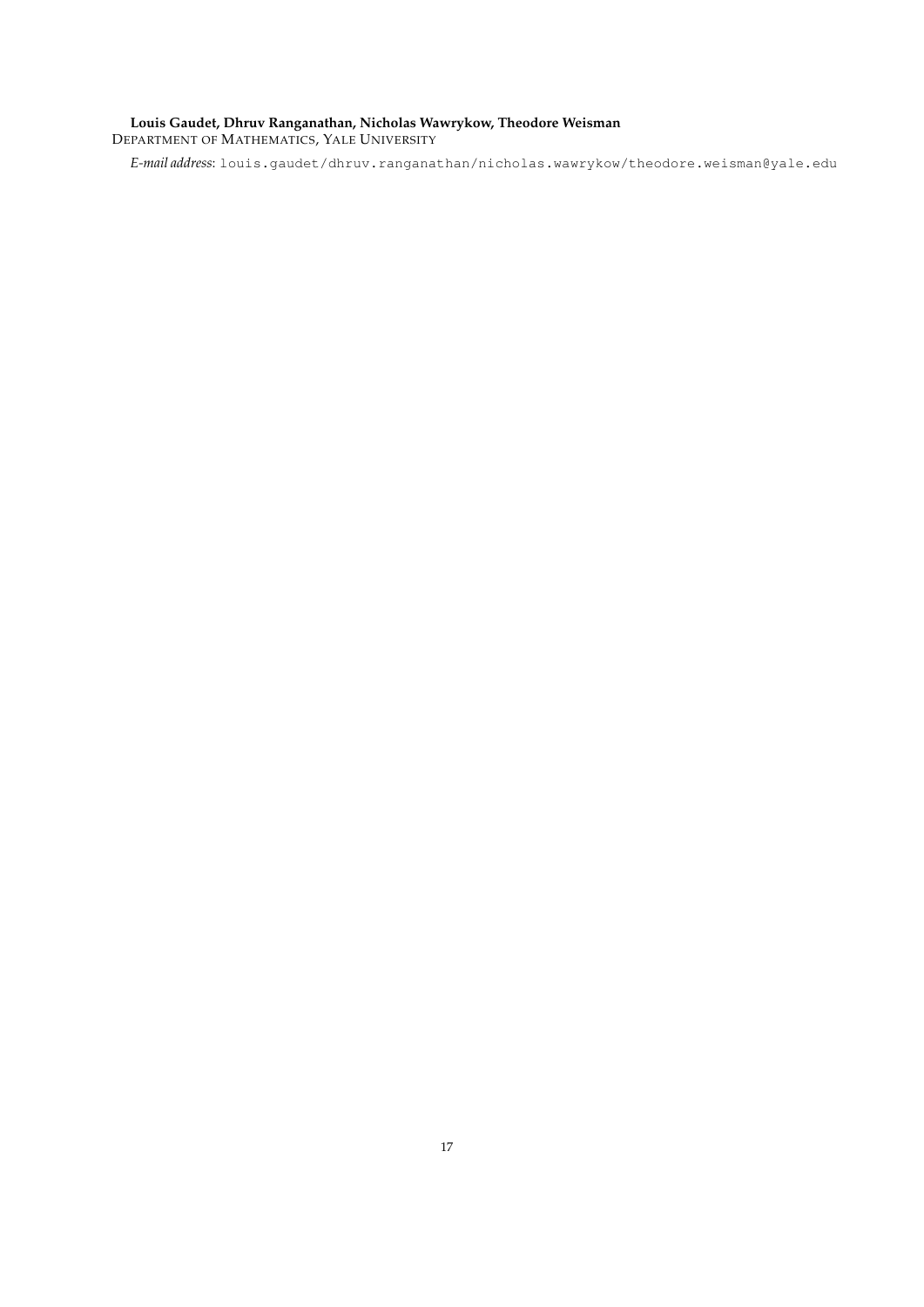**Louis Gaudet, Dhruv Ranganathan, Nicholas Wawrykow, Theodore Weisman**
DEPARTMENT OF MATHEMATICS, YALE UNIVERSITY

*E-mail address*: louis.gaudet/dhruv.ranganathan/nicholas.wawrykow/theodore.weisman@yale.edu